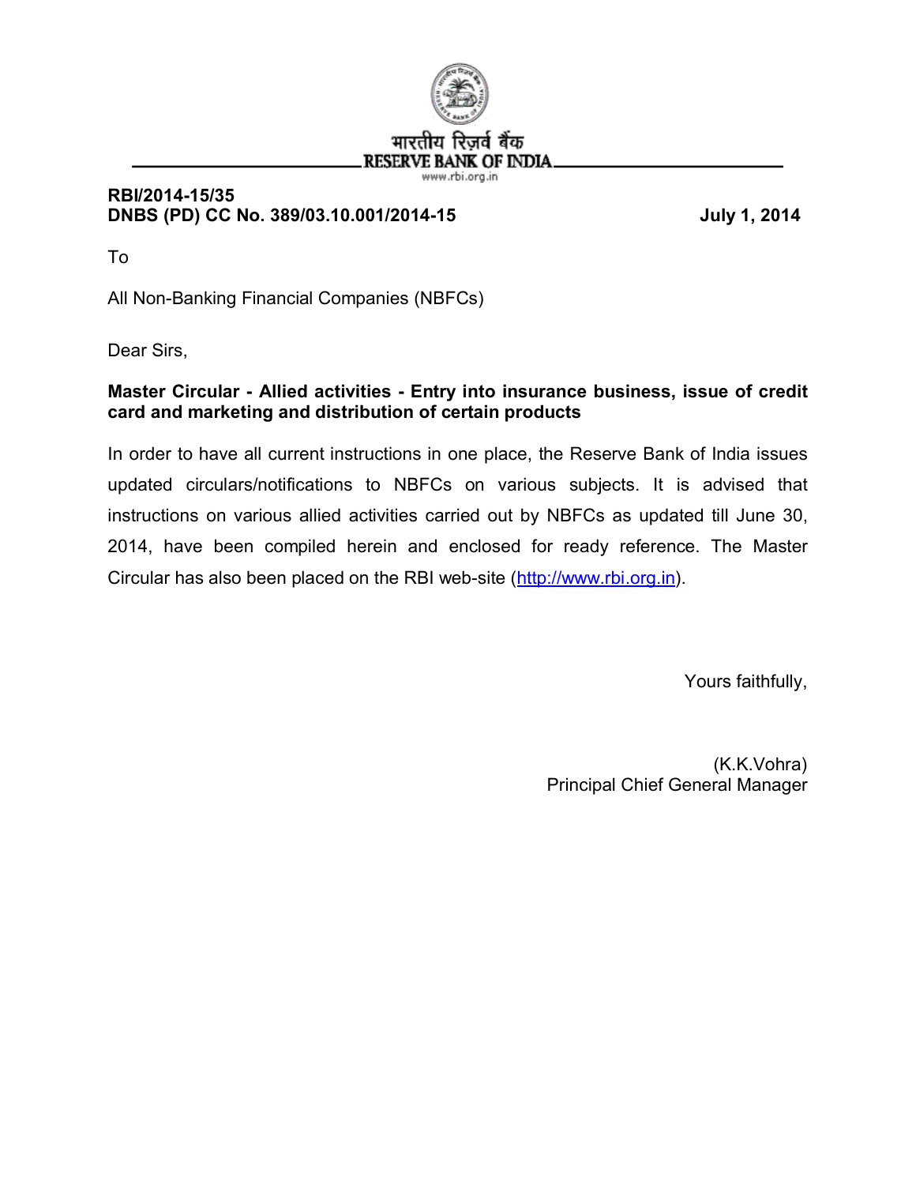भारतीय रिज़र्व बैंक
RESERVE BANK OF INDIA
www.rbi.org.in

**RBI/2014-15/35**
**DNBS (PD) CC No. 389/03.10.001/2014-15** **July 1, 2014**

To

All Non-Banking Financial Companies (NBFCs)

Dear Sirs,

**Master Circular - Allied activities - Entry into insurance business, issue of credit card and marketing and distribution of certain products**

In order to have all current instructions in one place, the Reserve Bank of India issues updated circulars/notifications to NBFCs on various subjects. It is advised that instructions on various allied activities carried out by NBFCs as updated till June 30, 2014, have been compiled herein and enclosed for ready reference. The Master Circular has also been placed on the RBI web-site (http://www.rbi.org.in).

Yours faithfully,

(K.K.Vohra)
Principal Chief General Manager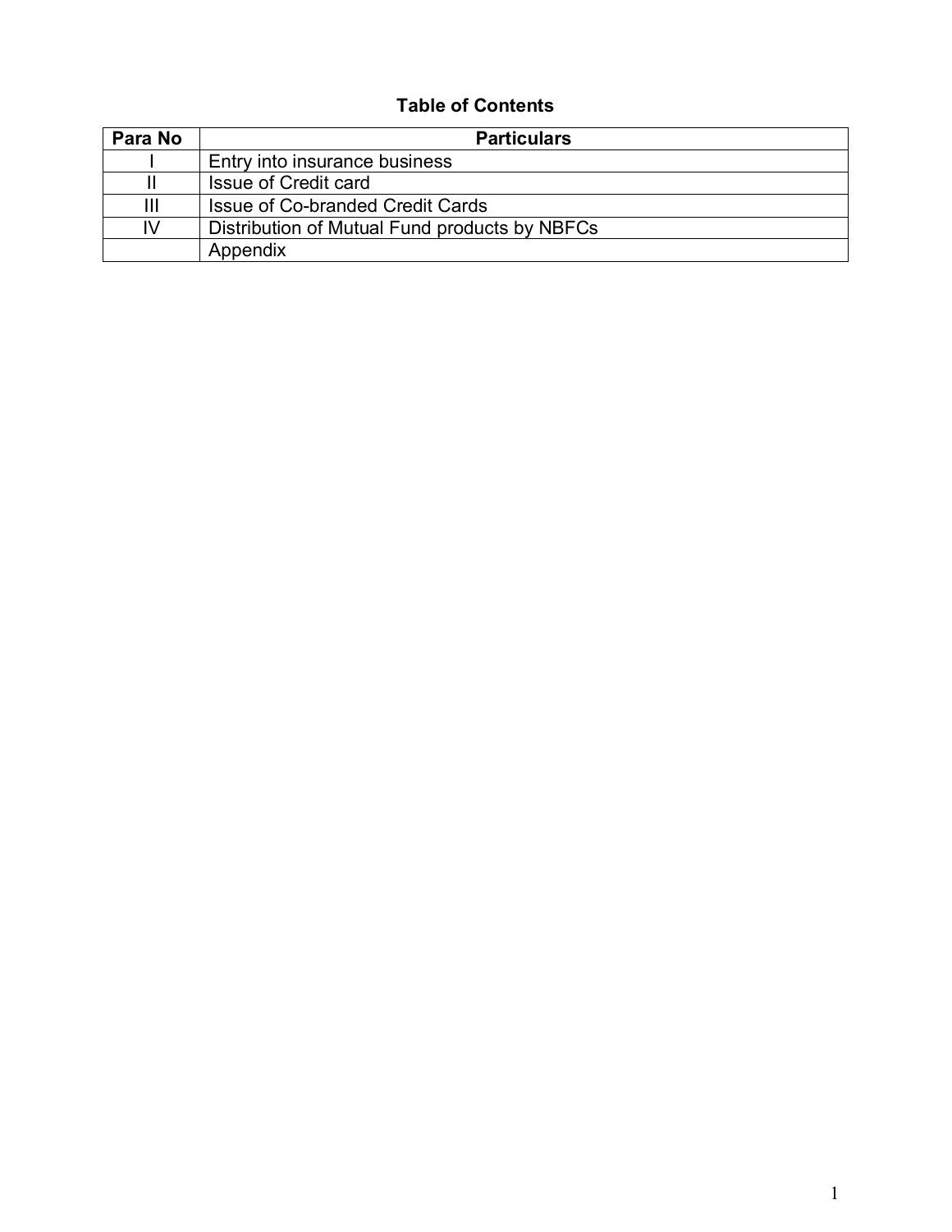## Table of Contents

| Para No | Particulars |
|---|---|
| I | Entry into insurance business |
| II | Issue of Credit card |
| III | Issue of Co-branded Credit Cards |
| IV | Distribution of Mutual Fund products by NBFCs |
| | Appendix |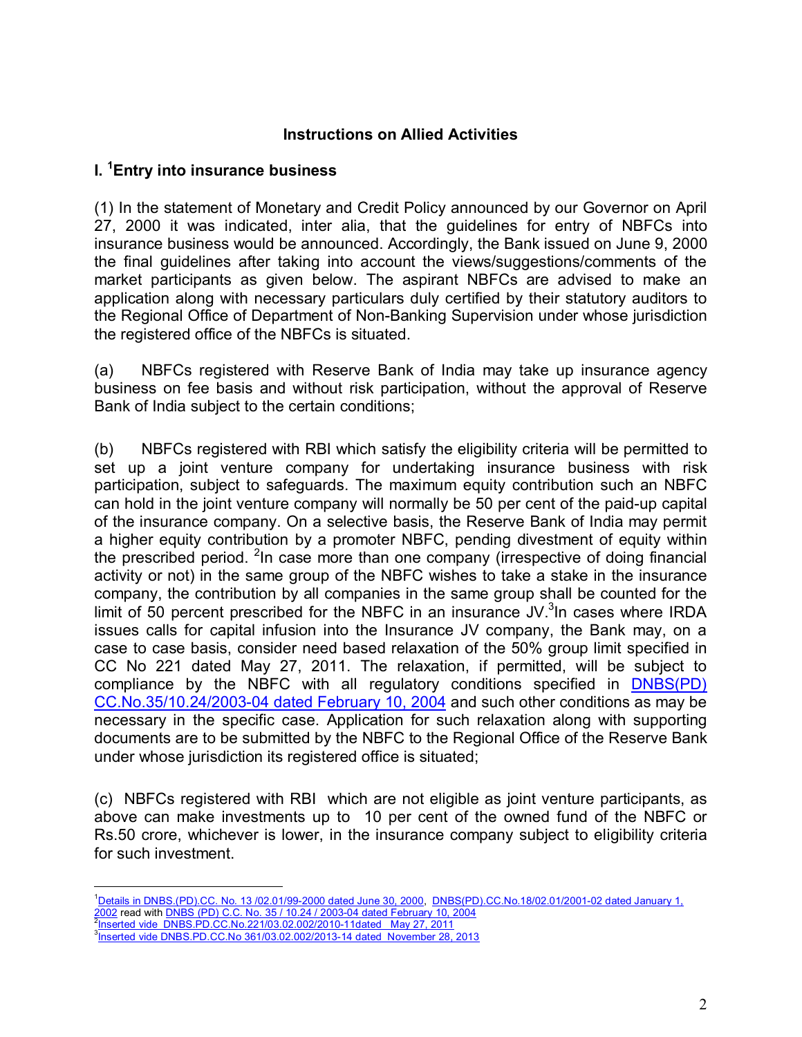## Instructions on Allied Activities

### I. [1]Entry into insurance business

(1) In the statement of Monetary and Credit Policy announced by our Governor on April 27, 2000 it was indicated, inter alia, that the guidelines for entry of NBFCs into insurance business would be announced. Accordingly, the Bank issued on June 9, 2000 the final guidelines after taking into account the views/suggestions/comments of the market participants as given below. The aspirant NBFCs are advised to make an application along with necessary particulars duly certified by their statutory auditors to the Regional Office of Department of Non-Banking Supervision under whose jurisdiction the registered office of the NBFCs is situated.

(a) NBFCs registered with Reserve Bank of India may take up insurance agency business on fee basis and without risk participation, without the approval of Reserve Bank of India subject to the certain conditions;

(b) NBFCs registered with RBI which satisfy the eligibility criteria will be permitted to set up a joint venture company for undertaking insurance business with risk participation, subject to safeguards. The maximum equity contribution such an NBFC can hold in the joint venture company will normally be 50 per cent of the paid-up capital of the insurance company. On a selective basis, the Reserve Bank of India may permit a higher equity contribution by a promoter NBFC, pending divestment of equity within the prescribed period. [2]In case more than one company (irrespective of doing financial activity or not) in the same group of the NBFC wishes to take a stake in the insurance company, the contribution by all companies in the same group shall be counted for the limit of 50 percent prescribed for the NBFC in an insurance JV.[3]In cases where IRDA issues calls for capital infusion into the Insurance JV company, the Bank may, on a case to case basis, consider need based relaxation of the 50% group limit specified in CC No 221 dated May 27, 2011. The relaxation, if permitted, will be subject to compliance by the NBFC with all regulatory conditions specified in DNBS(PD) CC.No.35/10.24/2003-04 dated February 10, 2004 and such other conditions as may be necessary in the specific case. Application for such relaxation along with supporting documents are to be submitted by the NBFC to the Regional Office of the Reserve Bank under whose jurisdiction its registered office is situated;

(c) NBFCs registered with RBI which are not eligible as joint venture participants, as above can make investments up to 10 per cent of the owned fund of the NBFC or Rs.50 crore, whichever is lower, in the insurance company subject to eligibility criteria for such investment.

---

[1] Details in DNBS.(PD).CC. No. 13 /02.01/99-2000 dated June 30, 2000, DNBS(PD).CC.No.18/02.01/2001-02 dated January 1, 2002 read with DNBS (PD) C.C. No. 35 / 10.24 / 2003-04 dated February 10, 2004

[2] Inserted vide DNBS.PD.CC.No.221/03.02.002/2010-11dated May 27, 2011

[3] Inserted vide DNBS.PD.CC.No 361/03.02.002/2013-14 dated November 28, 2013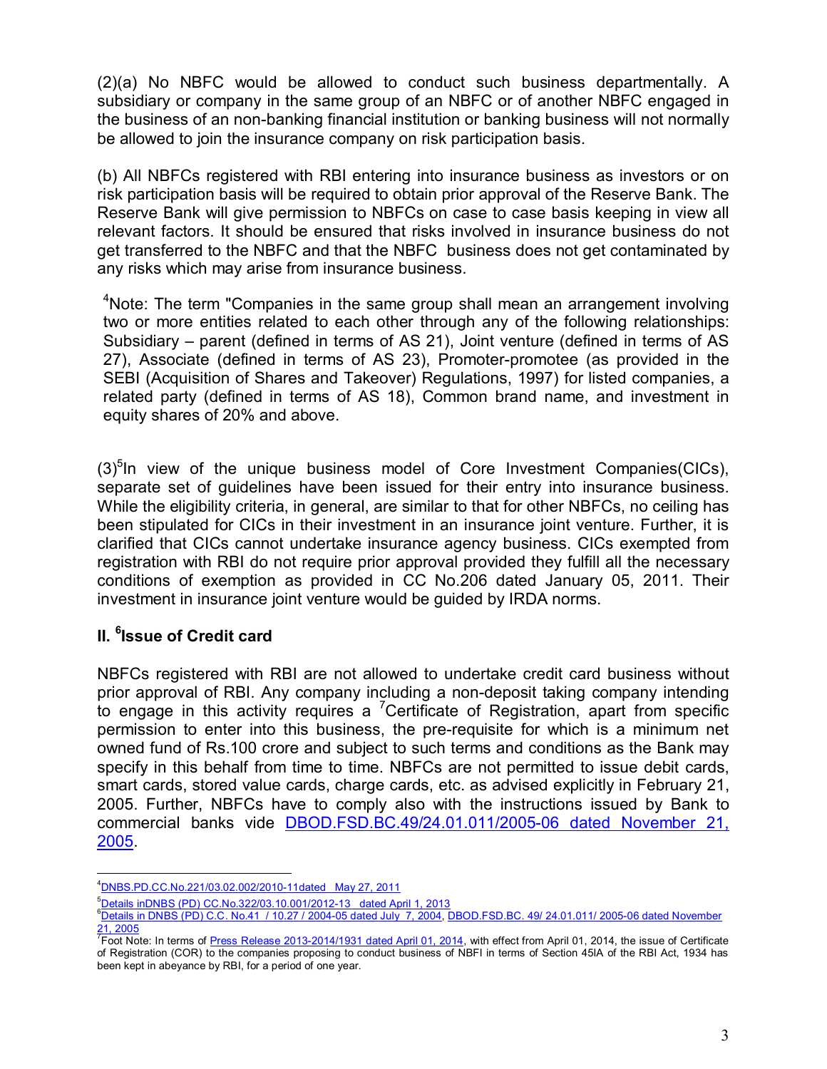(2)(a) No NBFC would be allowed to conduct such business departmentally. A subsidiary or company in the same group of an NBFC or of another NBFC engaged in the business of an non-banking financial institution or banking business will not normally be allowed to join the insurance company on risk participation basis.

(b) All NBFCs registered with RBI entering into insurance business as investors or on risk participation basis will be required to obtain prior approval of the Reserve Bank. The Reserve Bank will give permission to NBFCs on case to case basis keeping in view all relevant factors. It should be ensured that risks involved in insurance business do not get transferred to the NBFC and that the NBFC business does not get contaminated by any risks which may arise from insurance business.

[4]Note: The term "Companies in the same group shall mean an arrangement involving two or more entities related to each other through any of the following relationships: Subsidiary – parent (defined in terms of AS 21), Joint venture (defined in terms of AS 27), Associate (defined in terms of AS 23), Promoter-promotee (as provided in the SEBI (Acquisition of Shares and Takeover) Regulations, 1997) for listed companies, a related party (defined in terms of AS 18), Common brand name, and investment in equity shares of 20% and above.

(3)[5]In view of the unique business model of Core Investment Companies(CICs), separate set of guidelines have been issued for their entry into insurance business. While the eligibility criteria, in general, are similar to that for other NBFCs, no ceiling has been stipulated for CICs in their investment in an insurance joint venture. Further, it is clarified that CICs cannot undertake insurance agency business. CICs exempted from registration with RBI do not require prior approval provided they fulfill all the necessary conditions of exemption as provided in CC No.206 dated January 05, 2011. Their investment in insurance joint venture would be guided by IRDA norms.

## II. [6]Issue of Credit card

NBFCs registered with RBI are not allowed to undertake credit card business without prior approval of RBI. Any company including a non-deposit taking company intending to engage in this activity requires a [7]Certificate of Registration, apart from specific permission to enter into this business, the pre-requisite for which is a minimum net owned fund of Rs.100 crore and subject to such terms and conditions as the Bank may specify in this behalf from time to time. NBFCs are not permitted to issue debit cards, smart cards, stored value cards, charge cards, etc. as advised explicitly in February 21, 2005. Further, NBFCs have to comply also with the instructions issued by Bank to commercial banks vide DBOD.FSD.BC.49/24.01.011/2005-06 dated November 21, 2005.

---

[4]DNBS.PD.CC.No.221/03.02.002/2010-11dated May 27, 2011

[5]Details inDNBS (PD) CC.No.322/03.10.001/2012-13 dated April 1, 2013

[6]Details in DNBS (PD) C.C. No.41 / 10.27 / 2004-05 dated July 7, 2004, DBOD.FSD.BC. 49/ 24.01.011/ 2005-06 dated November 21, 2005

[7]Foot Note: In terms of Press Release 2013-2014/1931 dated April 01, 2014, with effect from April 01, 2014, the issue of Certificate of Registration (COR) to the companies proposing to conduct business of NBFI in terms of Section 45IA of the RBI Act, 1934 has been kept in abeyance by RBI, for a period of one year.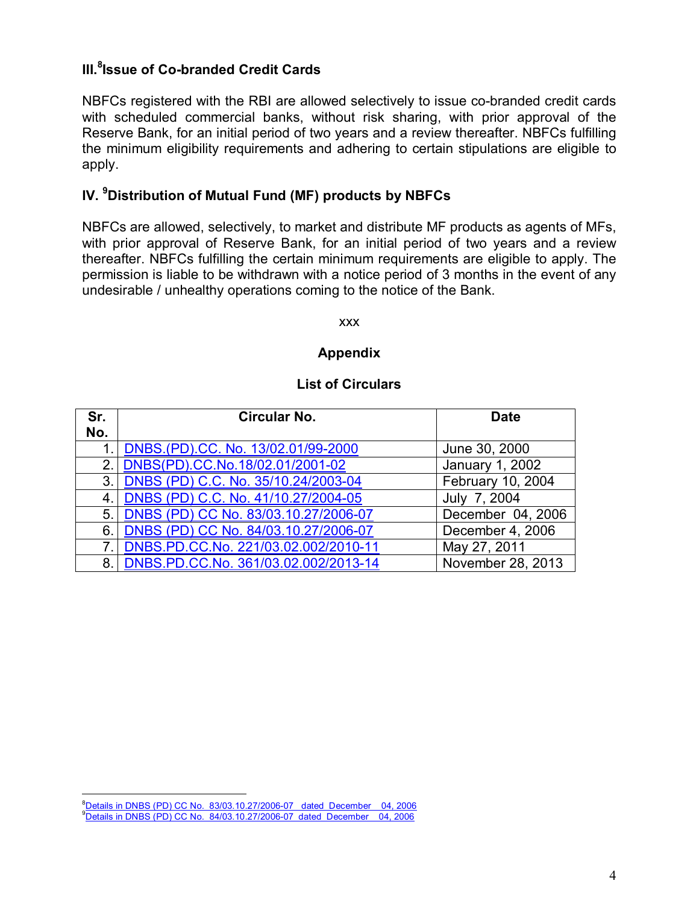### III.[8] Issue of Co-branded Credit Cards

NBFCs registered with the RBI are allowed selectively to issue co-branded credit cards with scheduled commercial banks, without risk sharing, with prior approval of the Reserve Bank, for an initial period of two years and a review thereafter. NBFCs fulfilling the minimum eligibility requirements and adhering to certain stipulations are eligible to apply.

### IV. [9] Distribution of Mutual Fund (MF) products by NBFCs

NBFCs are allowed, selectively, to market and distribute MF products as agents of MFs, with prior approval of Reserve Bank, for an initial period of two years and a review thereafter. NBFCs fulfilling the certain minimum requirements are eligible to apply. The permission is liable to be withdrawn with a notice period of 3 months in the event of any undesirable / unhealthy operations coming to the notice of the Bank.

xxx

## Appendix

### List of Circulars

| Sr. No. | Circular No. | Date |
|---|---|---|
| 1. | DNBS.(PD).CC. No. 13/02.01/99-2000 | June 30, 2000 |
| 2. | DNBS(PD).CC.No.18/02.01/2001-02 | January 1, 2002 |
| 3. | DNBS (PD) C.C. No. 35/10.24/2003-04 | February 10, 2004 |
| 4. | DNBS (PD) C.C. No. 41/10.27/2004-05 | July 7, 2004 |
| 5. | DNBS (PD) CC No. 83/03.10.27/2006-07 | December 04, 2006 |
| 6. | DNBS (PD) CC No. 84/03.10.27/2006-07 | December 4, 2006 |
| 7. | DNBS.PD.CC.No. 221/03.02.002/2010-11 | May 27, 2011 |
| 8. | DNBS.PD.CC.No. 361/03.02.002/2013-14 | November 28, 2013 |

---

[8] Details in DNBS (PD) CC No. 83/03.10.27/2006-07 dated December 04, 2006

[9] Details in DNBS (PD) CC No. 84/03.10.27/2006-07 dated December 04, 2006